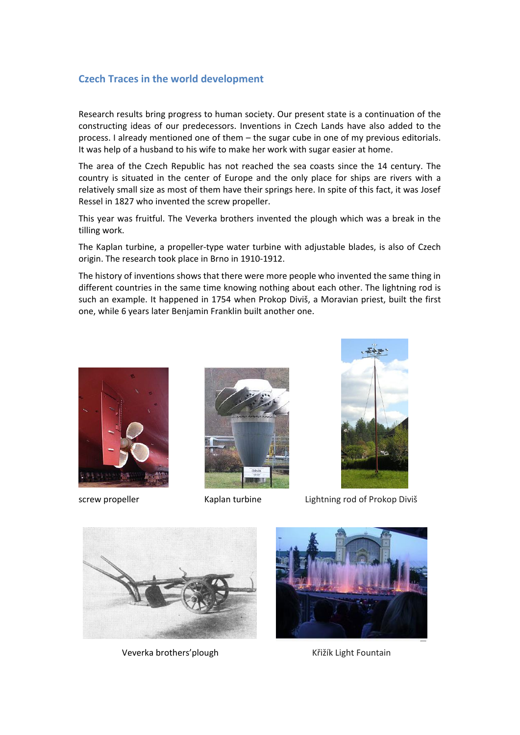## Czech Traces in the world development

Research results bring progress to human society. Our present state is a continuation of the constructing ideas of our predecessors. Inventions in Czech Lands have also added to the process. I already mentioned one of them – the sugar cube in one of my previous editorials. It was help of a husband to his wife to make her work with sugar easier at home.

The area of the Czech Republic has not reached the sea coasts since the 14 century. The country is situated in the center of Europe and the only place for ships are rivers with a relatively small size as most of them have their springs here. In spite of this fact, it was Josef Ressel in 1827 who invented the screw propeller.

This year was fruitful. The Veverka brothers invented the plough which was a break in the tilling work.

The Kaplan turbine, a propeller-type water turbine with adjustable blades, is also of Czech origin. The research took place in Brno in 1910-1912.

The history of inventions shows that there were more people who invented the same thing in different countries in the same time knowing nothing about each other. The lightning rod is such an example. It happened in 1754 when Prokop Diviš, a Moravian priest, built the first one, while 6 years later Benjamin Franklin built another one.

screw propeller

Kaplan turbine

Lightning rod of Prokop Diviš

Veverka brothers'plough

Křižík Light Fountain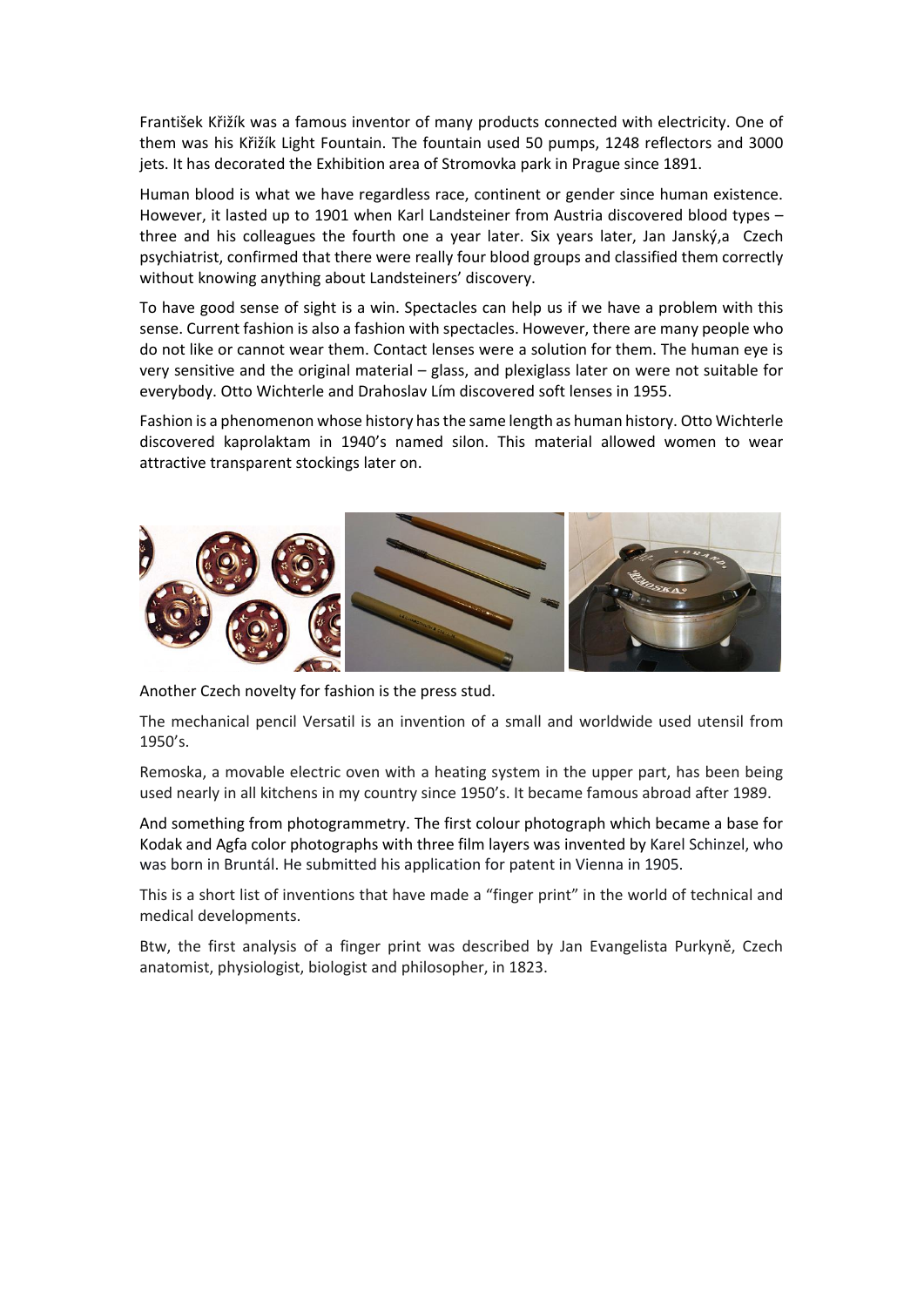František Křižík was a famous inventor of many products connected with electricity. One of them was his Křižík Light Fountain. The fountain used 50 pumps, 1248 reflectors and 3000 jets. It has decorated the Exhibition area of Stromovka park in Prague since 1891.

Human blood is what we have regardless race, continent or gender since human existence. However, it lasted up to 1901 when Karl Landsteiner from Austria discovered blood types – three and his colleagues the fourth one a year later. Six years later, Jan Janský,a Czech psychiatrist, confirmed that there were really four blood groups and classified them correctly without knowing anything about Landsteiners' discovery.

To have good sense of sight is a win. Spectacles can help us if we have a problem with this sense. Current fashion is also a fashion with spectacles. However, there are many people who do not like or cannot wear them. Contact lenses were a solution for them. The human eye is very sensitive and the original material – glass, and plexiglass later on were not suitable for everybody. Otto Wichterle and Drahoslav Lím discovered soft lenses in 1955.

Fashion is a phenomenon whose history has the same length as human history. Otto Wichterle discovered kaprolaktam in 1940's named silon. This material allowed women to wear attractive transparent stockings later on.

Another Czech novelty for fashion is the press stud.

The mechanical pencil Versatil is an invention of a small and worldwide used utensil from 1950's.

Remoska, a movable electric oven with a heating system in the upper part, has been being used nearly in all kitchens in my country since 1950's. It became famous abroad after 1989.

And something from photogrammetry. The first colour photograph which became a base for Kodak and Agfa color photographs with three film layers was invented by Karel Schinzel, who was born in Bruntál. He submitted his application for patent in Vienna in 1905.

This is a short list of inventions that have made a "finger print" in the world of technical and medical developments.

Btw, the first analysis of a finger print was described by Jan Evangelista Purkyně, Czech anatomist, physiologist, biologist and philosopher, in 1823.